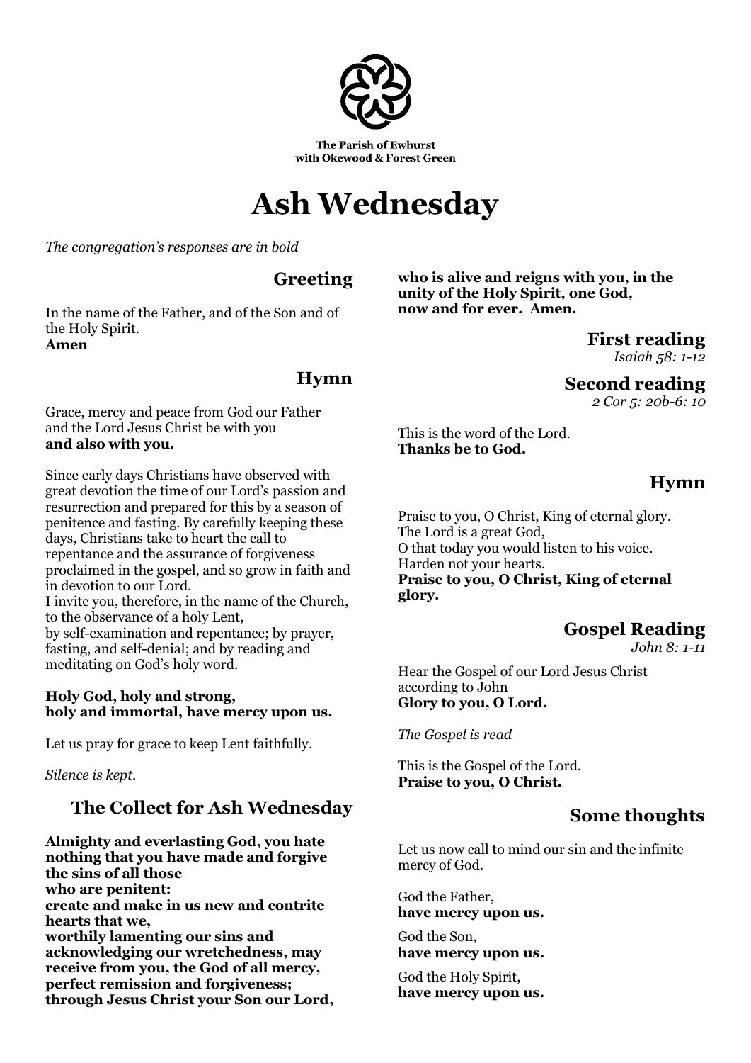The Parish of Ewhurst
with Okewood & Forest Green

# Ash Wednesday

*The congregation's responses are in bold*

## Greeting

In the name of the Father, and of the Son and of the Holy Spirit.
**Amen**

## Hymn

Grace, mercy and peace from God our Father and the Lord Jesus Christ be with you
**and also with you.**

Since early days Christians have observed with great devotion the time of our Lord's passion and resurrection and prepared for this by a season of penitence and fasting. By carefully keeping these days, Christians take to heart the call to repentance and the assurance of forgiveness proclaimed in the gospel, and so grow in faith and in devotion to our Lord.
I invite you, therefore, in the name of the Church, to the observance of a holy Lent,
by self-examination and repentance; by prayer, fasting, and self-denial; and by reading and meditating on God's holy word.

**Holy God, holy and strong,**
**holy and immortal, have mercy upon us.**

Let us pray for grace to keep Lent faithfully.

*Silence is kept.*

## The Collect for Ash Wednesday

**Almighty and everlasting God, you hate nothing that you have made and forgive the sins of all those**
**who are penitent:**
**create and make in us new and contrite hearts that we,**
**worthily lamenting our sins and acknowledging our wretchedness, may receive from you, the God of all mercy, perfect remission and forgiveness;**
**through Jesus Christ your Son our Lord,**
**who is alive and reigns with you, in the unity of the Holy Spirit, one God,**
**now and for ever. Amen.**

## First reading

*Isaiah 58: 1-12*

## Second reading

*2 Cor 5: 20b-6: 10*

This is the word of the Lord.
**Thanks be to God.**

## Hymn

Praise to you, O Christ, King of eternal glory.
The Lord is a great God,
O that today you would listen to his voice.
Harden not your hearts.
**Praise to you, O Christ, King of eternal glory.**

## Gospel Reading

*John 8: 1-11*

Hear the Gospel of our Lord Jesus Christ according to John
**Glory to you, O Lord.**

*The Gospel is read*

This is the Gospel of the Lord.
**Praise to you, O Christ.**

## Some thoughts

Let us now call to mind our sin and the infinite mercy of God.

God the Father,
**have mercy upon us.**

God the Son,
**have mercy upon us.**

God the Holy Spirit,
**have mercy upon us.**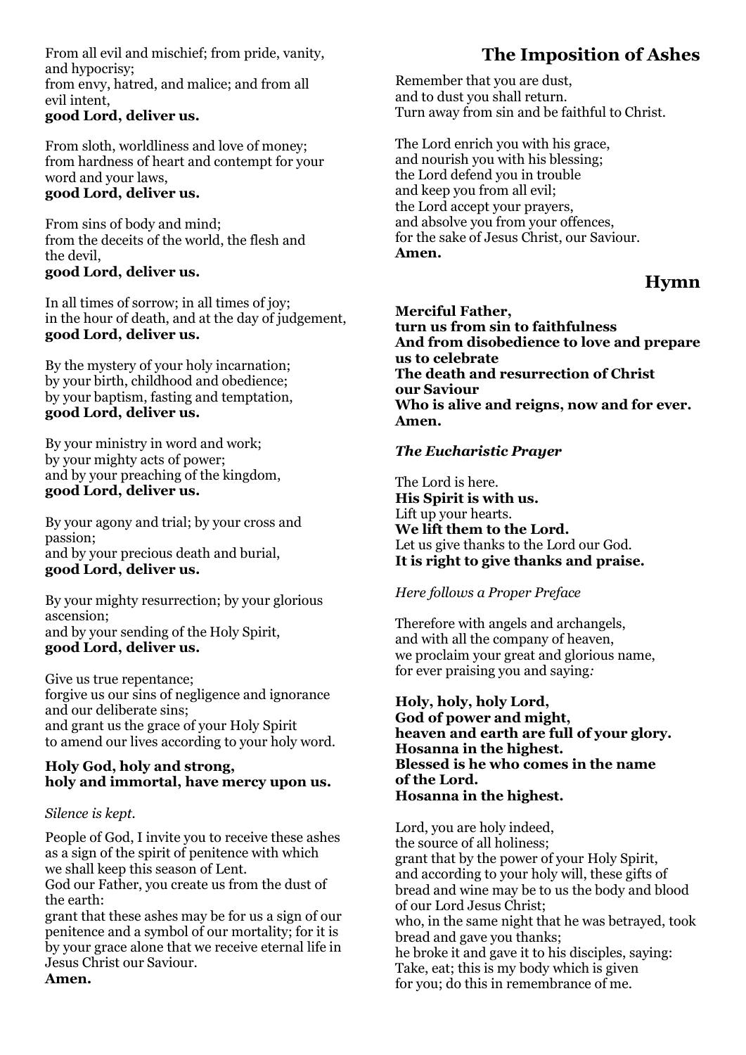From all evil and mischief; from pride, vanity, and hypocrisy;
from envy, hatred, and malice; and from all evil intent,
**good Lord, deliver us.**

From sloth, worldliness and love of money;
from hardness of heart and contempt for your word and your laws,
**good Lord, deliver us.**

From sins of body and mind;
from the deceits of the world, the flesh and the devil,
**good Lord, deliver us.**

In all times of sorrow; in all times of joy;
in the hour of death, and at the day of judgement,
**good Lord, deliver us.**

By the mystery of your holy incarnation;
by your birth, childhood and obedience;
by your baptism, fasting and temptation,
**good Lord, deliver us.**

By your ministry in word and work;
by your mighty acts of power;
and by your preaching of the kingdom,
**good Lord, deliver us.**

By your agony and trial; by your cross and passion;
and by your precious death and burial,
**good Lord, deliver us.**

By your mighty resurrection; by your glorious ascension;
and by your sending of the Holy Spirit,
**good Lord, deliver us.**

Give us true repentance;
forgive us our sins of negligence and ignorance and our deliberate sins;
and grant us the grace of your Holy Spirit
to amend our lives according to your holy word.

**Holy God, holy and strong,**
**holy and immortal, have mercy upon us.**

*Silence is kept.*

People of God, I invite you to receive these ashes as a sign of the spirit of penitence with which we shall keep this season of Lent.
God our Father, you create us from the dust of the earth:
grant that these ashes may be for us a sign of our penitence and a symbol of our mortality; for it is by your grace alone that we receive eternal life in Jesus Christ our Saviour.
**Amen.**

## The Imposition of Ashes

Remember that you are dust,
and to dust you shall return.
Turn away from sin and be faithful to Christ.

The Lord enrich you with his grace,
and nourish you with his blessing;
the Lord defend you in trouble
and keep you from all evil;
the Lord accept your prayers,
and absolve you from your offences,
for the sake of Jesus Christ, our Saviour.
**Amen.**

## Hymn

**Merciful Father,**
**turn us from sin to faithfulness**
**And from disobedience to love and prepare us to celebrate**
**The death and resurrection of Christ our Saviour**
**Who is alive and reigns, now and for ever.**
**Amen.**

***The Eucharistic Prayer***

The Lord is here.
**His Spirit is with us.**
Lift up your hearts.
**We lift them to the Lord.**
Let us give thanks to the Lord our God.
**It is right to give thanks and praise.**

*Here follows a Proper Preface*

Therefore with angels and archangels,
and with all the company of heaven,
we proclaim your great and glorious name,
for ever praising you and saying:

**Holy, holy, holy Lord,**
**God of power and might,**
**heaven and earth are full of your glory.**
**Hosanna in the highest.**
**Blessed is he who comes in the name of the Lord.**
**Hosanna in the highest.**

Lord, you are holy indeed,
the source of all holiness;
grant that by the power of your Holy Spirit,
and according to your holy will, these gifts of bread and wine may be to us the body and blood of our Lord Jesus Christ;
who, in the same night that he was betrayed, took bread and gave you thanks;
he broke it and gave it to his disciples, saying:
Take, eat; this is my body which is given
for you; do this in remembrance of me.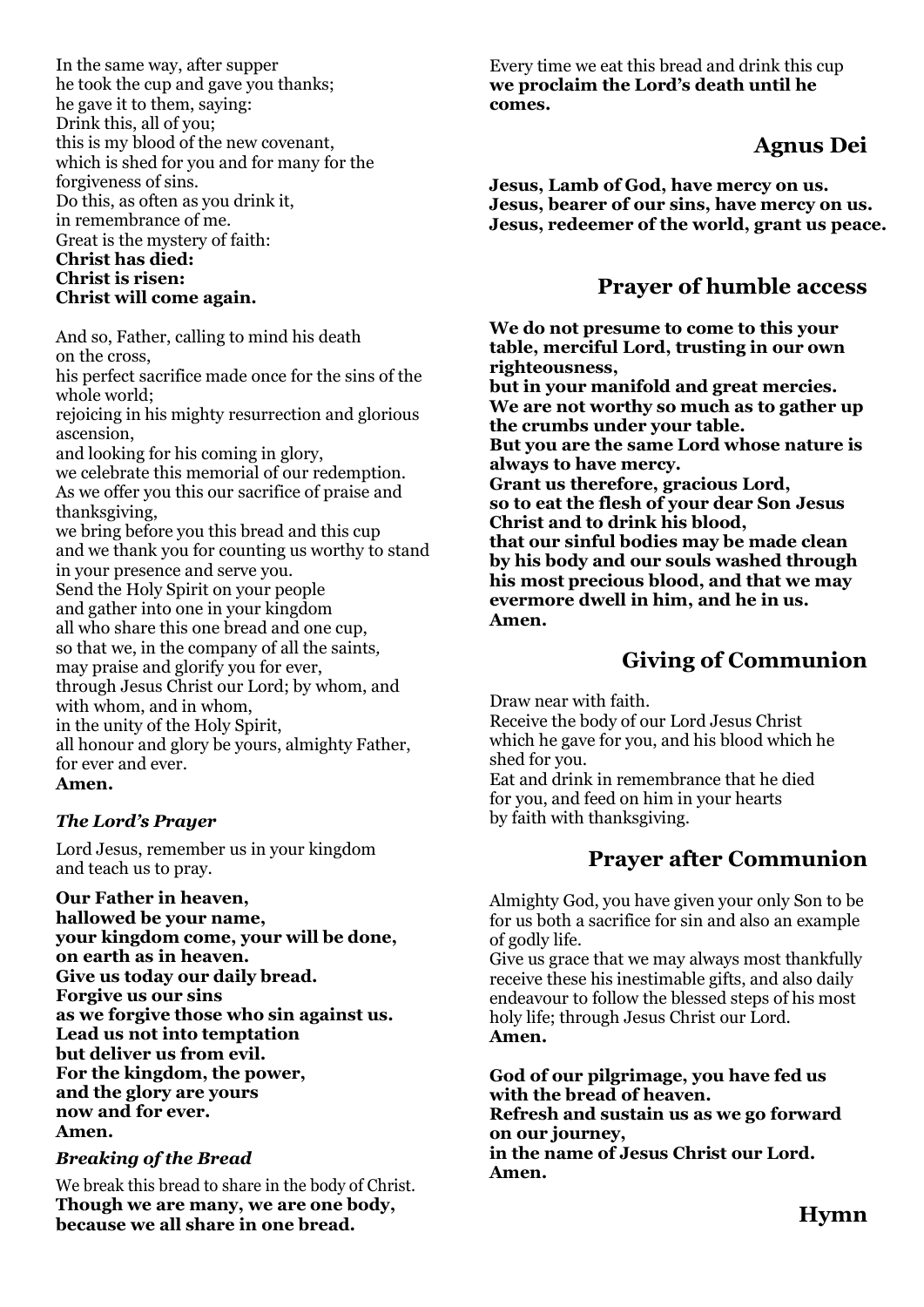In the same way, after supper
he took the cup and gave you thanks;
he gave it to them, saying:
Drink this, all of you;
this is my blood of the new covenant,
which is shed for you and for many for the forgiveness of sins.
Do this, as often as you drink it,
in remembrance of me.
Great is the mystery of faith:
**Christ has died:**
**Christ is risen:**
**Christ will come again.**

And so, Father, calling to mind his death on the cross,
his perfect sacrifice made once for the sins of the whole world;
rejoicing in his mighty resurrection and glorious ascension,
and looking for his coming in glory,
we celebrate this memorial of our redemption.
As we offer you this our sacrifice of praise and thanksgiving,
we bring before you this bread and this cup
and we thank you for counting us worthy to stand in your presence and serve you.
Send the Holy Spirit on your people
and gather into one in your kingdom
all who share this one bread and one cup,
so that we, in the company of all the saints,
may praise and glorify you for ever,
through Jesus Christ our Lord; by whom, and with whom, and in whom,
in the unity of the Holy Spirit,
all honour and glory be yours, almighty Father,
for ever and ever.
**Amen.**

### *The Lord's Prayer*

Lord Jesus, remember us in your kingdom
and teach us to pray.

**Our Father in heaven,**
**hallowed be your name,**
**your kingdom come, your will be done,**
**on earth as in heaven.**
**Give us today our daily bread.**
**Forgive us our sins**
**as we forgive those who sin against us.**
**Lead us not into temptation**
**but deliver us from evil.**
**For the kingdom, the power,**
**and the glory are yours**
**now and for ever.**
**Amen.**

### *Breaking of the Bread*

We break this bread to share in the body of Christ.
**Though we are many, we are one body, because we all share in one bread.**

Every time we eat this bread and drink this cup
**we proclaim the Lord's death until he comes.**

## Agnus Dei

**Jesus, Lamb of God, have mercy on us.**
**Jesus, bearer of our sins, have mercy on us.**
**Jesus, redeemer of the world, grant us peace.**

## Prayer of humble access

**We do not presume to come to this your table, merciful Lord, trusting in our own righteousness,**
**but in your manifold and great mercies.**
**We are not worthy so much as to gather up the crumbs under your table.**
**But you are the same Lord whose nature is always to have mercy.**
**Grant us therefore, gracious Lord,**
**so to eat the flesh of your dear Son Jesus Christ and to drink his blood,**
**that our sinful bodies may be made clean by his body and our souls washed through his most precious blood, and that we may evermore dwell in him, and he in us.**
**Amen.**

## Giving of Communion

Draw near with faith.
Receive the body of our Lord Jesus Christ which he gave for you, and his blood which he shed for you.
Eat and drink in remembrance that he died for you, and feed on him in your hearts by faith with thanksgiving.

## Prayer after Communion

Almighty God, you have given your only Son to be for us both a sacrifice for sin and also an example of godly life.
Give us grace that we may always most thankfully receive these his inestimable gifts, and also daily endeavour to follow the blessed steps of his most holy life; through Jesus Christ our Lord.
**Amen.**

**God of our pilgrimage, you have fed us with the bread of heaven.**
**Refresh and sustain us as we go forward on our journey,**
**in the name of Jesus Christ our Lord.**
**Amen.**

## Hymn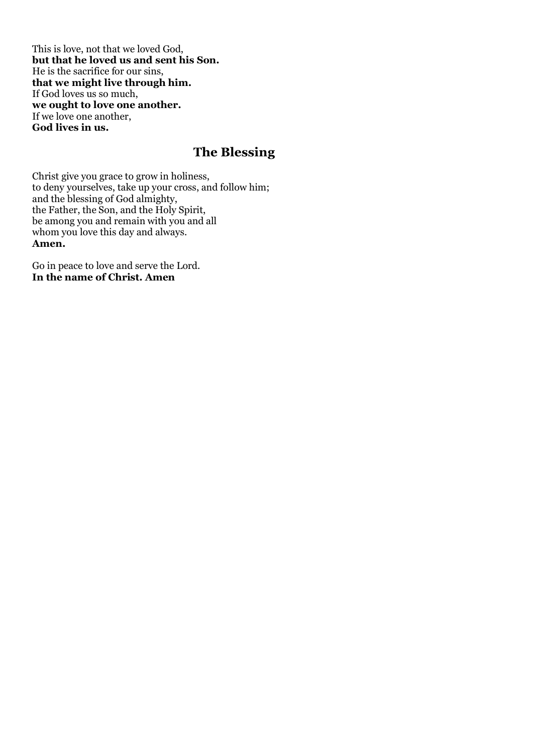This is love, not that we loved God,
**but that he loved us and sent his Son.**
He is the sacrifice for our sins,
**that we might live through him.**
If God loves us so much,
**we ought to love one another.**
If we love one another,
**God lives in us.**

## The Blessing

Christ give you grace to grow in holiness,
to deny yourselves, take up your cross, and follow him;
and the blessing of God almighty,
the Father, the Son, and the Holy Spirit,
be among you and remain with you and all
whom you love this day and always.
**Amen.**

Go in peace to love and serve the Lord.
**In the name of Christ. Amen**